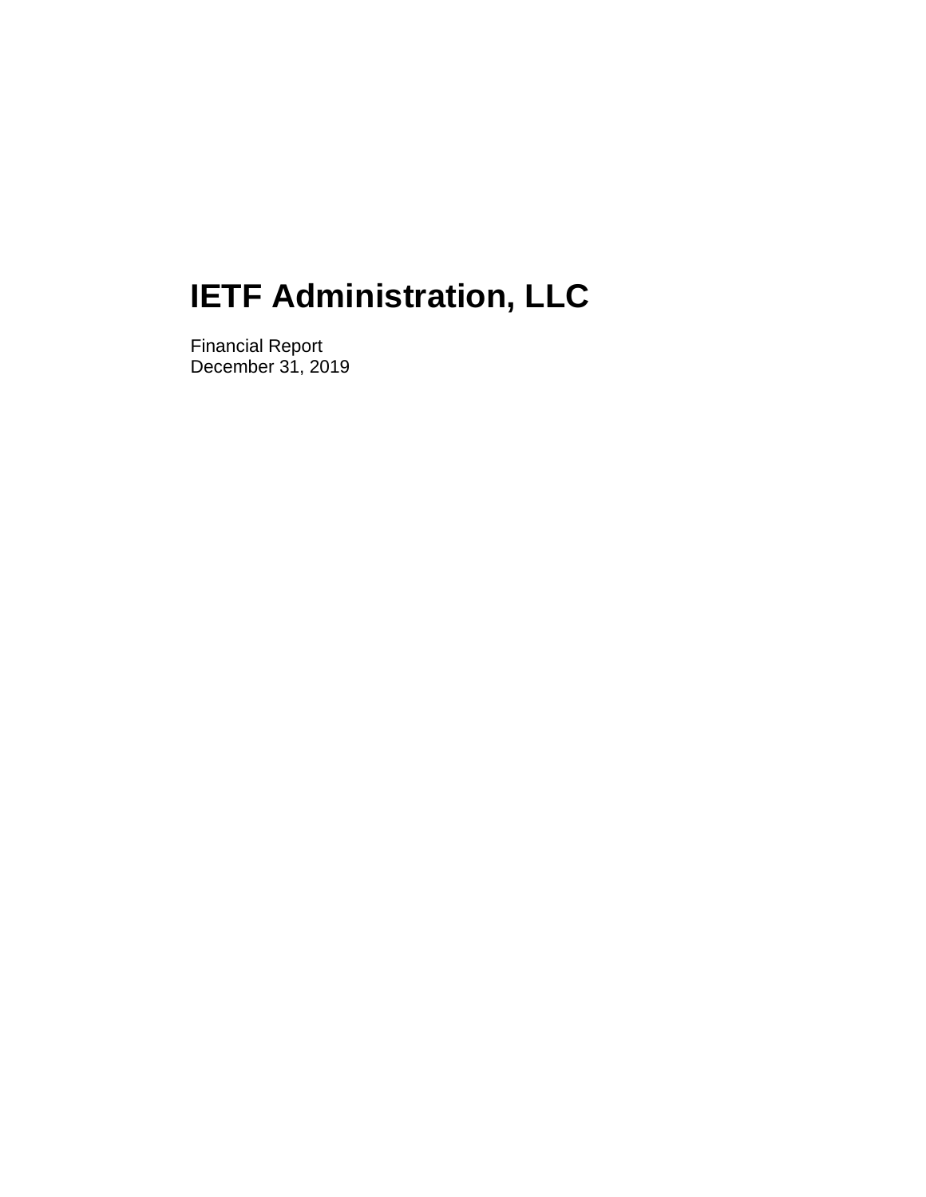# IETF Administration, LLC

Financial Report
December 31, 2019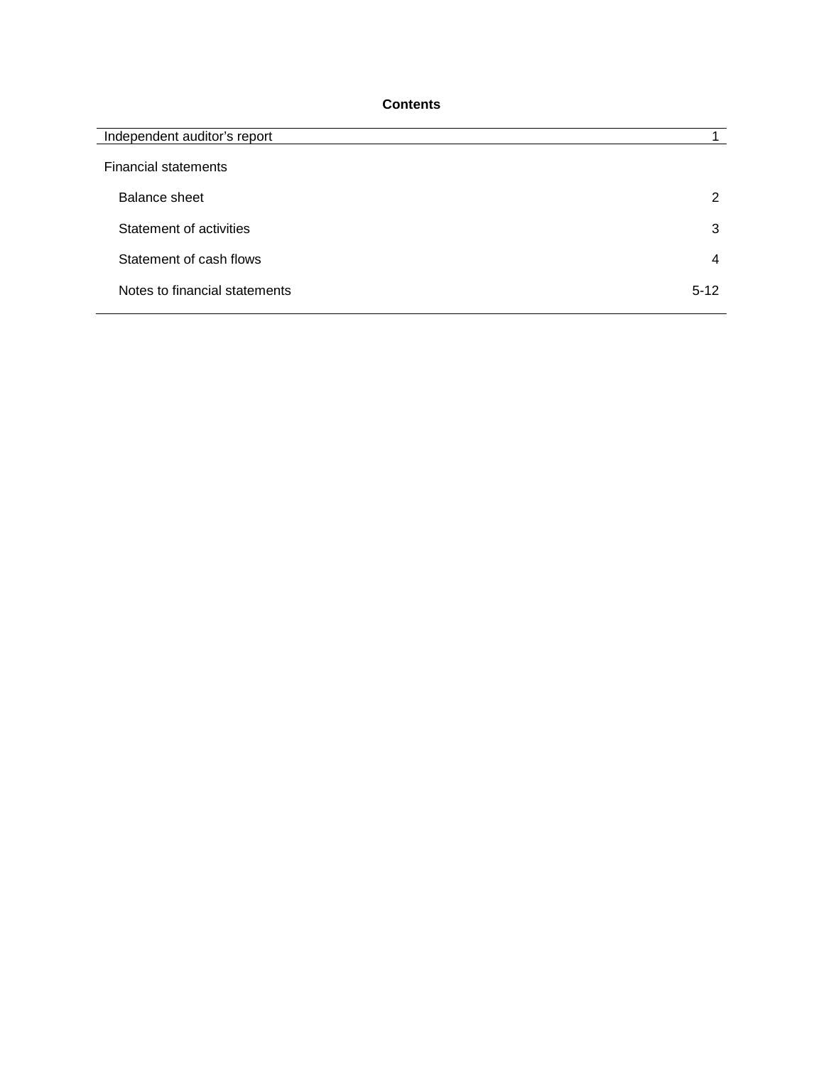**Contents**

| | |
|---|---|
| Independent auditor's report | 1 |
| Financial statements | |
| Balance sheet | 2 |
| Statement of activities | 3 |
| Statement of cash flows | 4 |
| Notes to financial statements | 5-12 |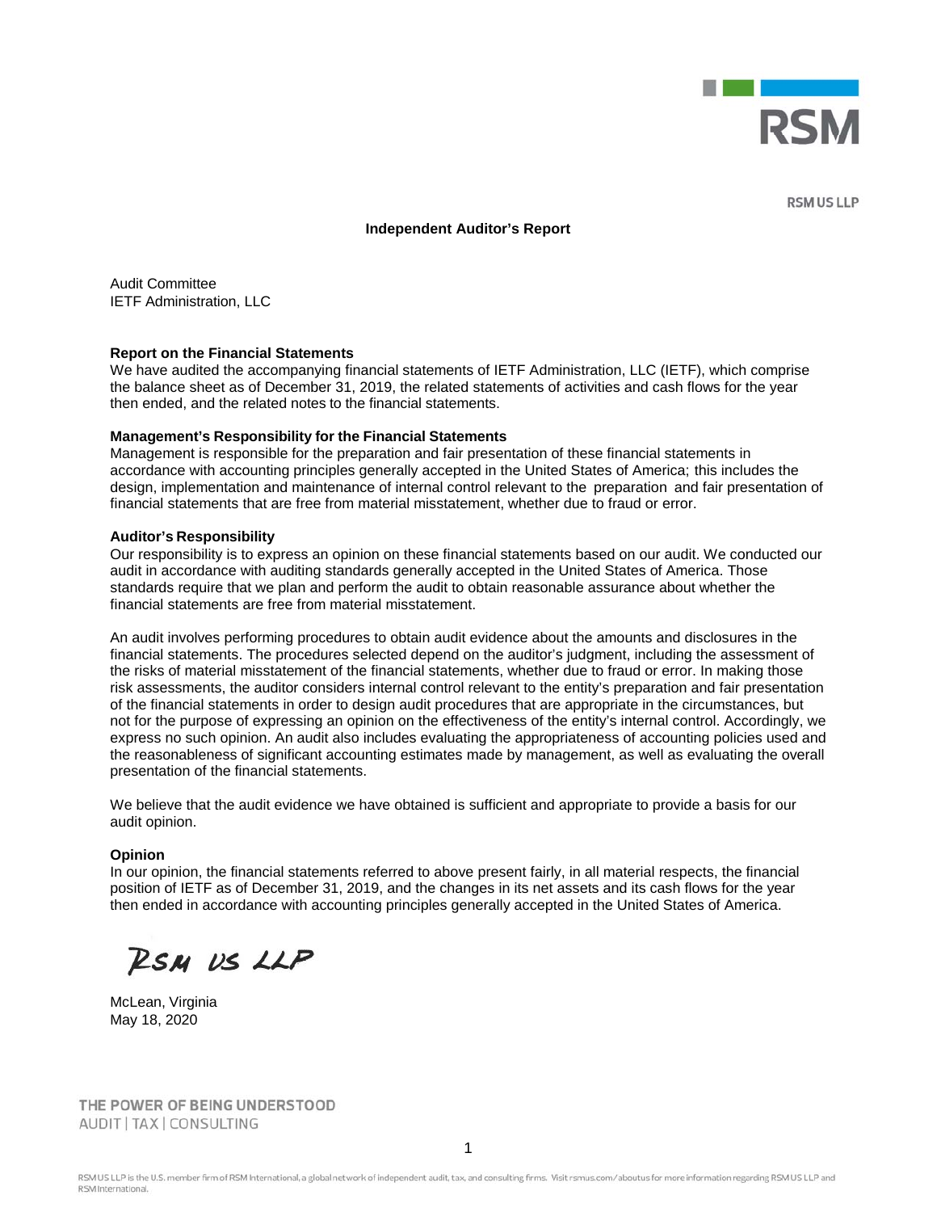RSM US LLP

# Independent Auditor's Report

Audit Committee
IETF Administration, LLC

## Report on the Financial Statements

We have audited the accompanying financial statements of IETF Administration, LLC (IETF), which comprise the balance sheet as of December 31, 2019, the related statements of activities and cash flows for the year then ended, and the related notes to the financial statements.

## Management's Responsibility for the Financial Statements

Management is responsible for the preparation and fair presentation of these financial statements in accordance with accounting principles generally accepted in the United States of America; this includes the design, implementation and maintenance of internal control relevant to the preparation and fair presentation of financial statements that are free from material misstatement, whether due to fraud or error.

## Auditor's Responsibility

Our responsibility is to express an opinion on these financial statements based on our audit. We conducted our audit in accordance with auditing standards generally accepted in the United States of America. Those standards require that we plan and perform the audit to obtain reasonable assurance about whether the financial statements are free from material misstatement.

An audit involves performing procedures to obtain audit evidence about the amounts and disclosures in the financial statements. The procedures selected depend on the auditor's judgment, including the assessment of the risks of material misstatement of the financial statements, whether due to fraud or error. In making those risk assessments, the auditor considers internal control relevant to the entity's preparation and fair presentation of the financial statements in order to design audit procedures that are appropriate in the circumstances, but not for the purpose of expressing an opinion on the effectiveness of the entity's internal control. Accordingly, we express no such opinion. An audit also includes evaluating the appropriateness of accounting policies used and the reasonableness of significant accounting estimates made by management, as well as evaluating the overall presentation of the financial statements.

We believe that the audit evidence we have obtained is sufficient and appropriate to provide a basis for our audit opinion.

## Opinion

In our opinion, the financial statements referred to above present fairly, in all material respects, the financial position of IETF as of December 31, 2019, and the changes in its net assets and its cash flows for the year then ended in accordance with accounting principles generally accepted in the United States of America.

RSM US LLP

McLean, Virginia
May 18, 2020

THE POWER OF BEING UNDERSTOOD
AUDIT | TAX | CONSULTING

RSM US LLP is the U.S. member firm of RSM International, a global network of independent audit, tax, and consulting firms. Visit rsmus.com/aboutus for more information regarding RSM US LLP and RSM International.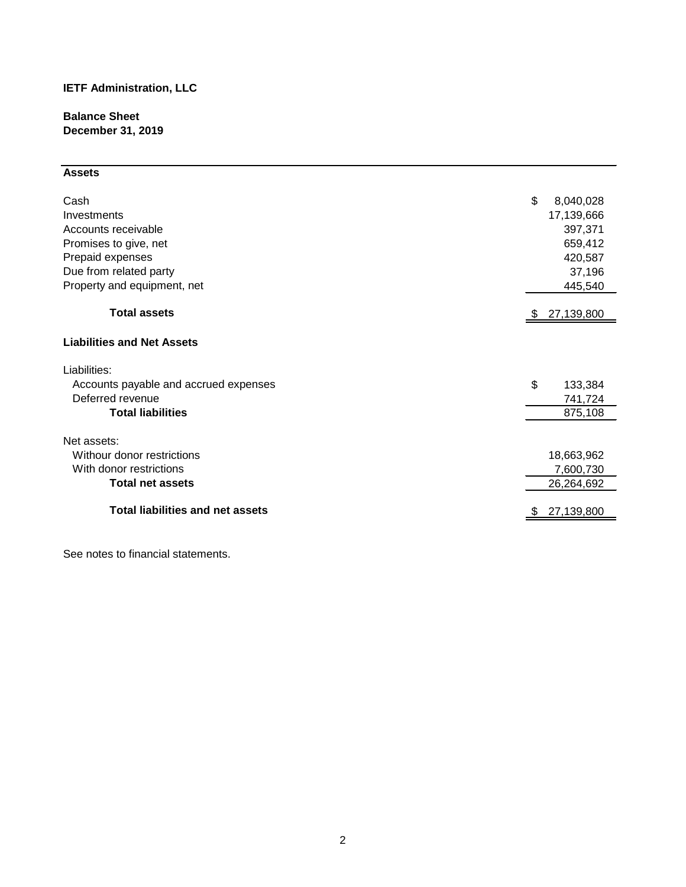**IETF Administration, LLC**

**Balance Sheet**
**December 31, 2019**

| **Assets** | |
|---|---|
| Cash | $ 8,040,028 |
| Investments | 17,139,666 |
| Accounts receivable | 397,371 |
| Promises to give, net | 659,412 |
| Prepaid expenses | 420,587 |
| Due from related party | 37,196 |
| Property and equipment, net | 445,540 |
| **Total assets** | $ 27,139,800 |
| **Liabilities and Net Assets** | |
| Liabilities: | |
| Accounts payable and accrued expenses | $ 133,384 |
| Deferred revenue | 741,724 |
| **Total liabilities** | 875,108 |
| Net assets: | |
| Withour donor restrictions | 18,663,962 |
| With donor restrictions | 7,600,730 |
| **Total net assets** | 26,264,692 |
| **Total liabilities and net assets** | $ 27,139,800 |

See notes to financial statements.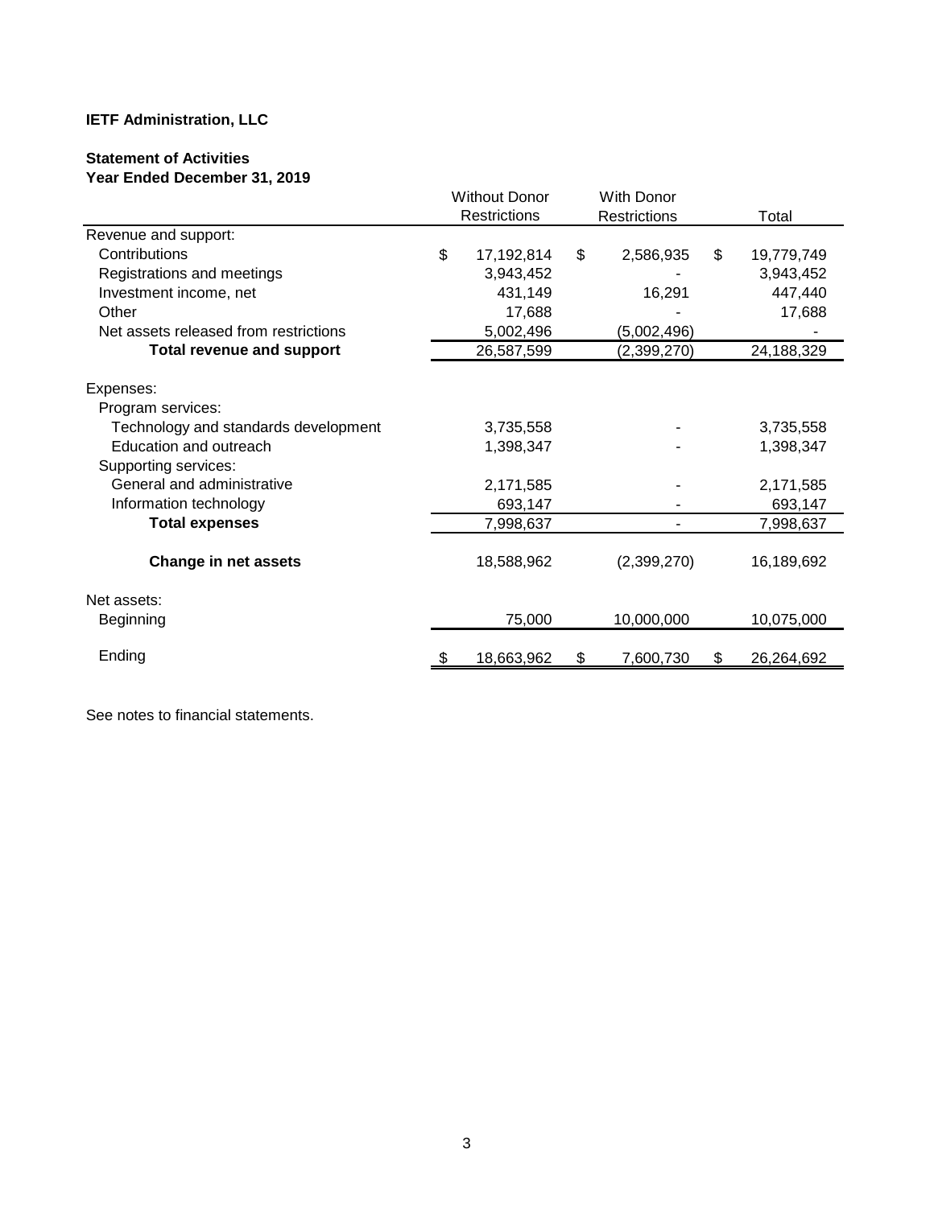**IETF Administration, LLC**

**Statement of Activities**
**Year Ended December 31, 2019**

| | Without Donor Restrictions | With Donor Restrictions | Total |
|---|---|---|---|
| Revenue and support: | | | |
| Contributions | $ 17,192,814 | $ 2,586,935 | $ 19,779,749 |
| Registrations and meetings | 3,943,452 | - | 3,943,452 |
| Investment income, net | 431,149 | 16,291 | 447,440 |
| Other | 17,688 | - | 17,688 |
| Net assets released from restrictions | 5,002,496 | (5,002,496) | - |
| **Total revenue and support** | 26,587,599 | (2,399,270) | 24,188,329 |
| Expenses: | | | |
| Program services: | | | |
| Technology and standards development | 3,735,558 | - | 3,735,558 |
| Education and outreach | 1,398,347 | - | 1,398,347 |
| Supporting services: | | | |
| General and administrative | 2,171,585 | - | 2,171,585 |
| Information technology | 693,147 | - | 693,147 |
| **Total expenses** | 7,998,637 | - | 7,998,637 |
| **Change in net assets** | 18,588,962 | (2,399,270) | 16,189,692 |
| Net assets: | | | |
| Beginning | 75,000 | 10,000,000 | 10,075,000 |
| Ending | $ 18,663,962 | $ 7,600,730 | $ 26,264,692 |

See notes to financial statements.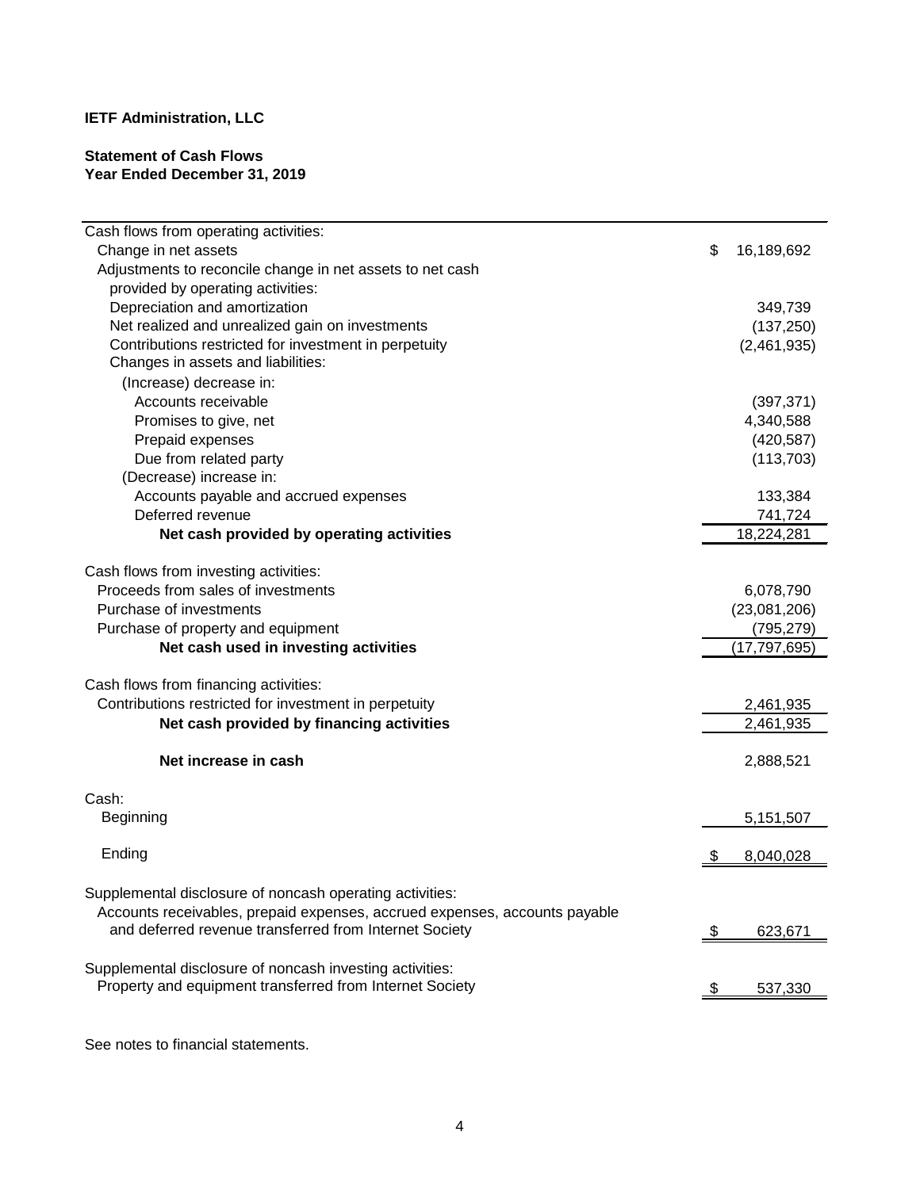**IETF Administration, LLC**

**Statement of Cash Flows**
**Year Ended December 31, 2019**

| | |
|---|---|
| Cash flows from operating activities: | |
| Change in net assets | $ 16,189,692 |
| Adjustments to reconcile change in net assets to net cash provided by operating activities: | |
| Depreciation and amortization | 349,739 |
| Net realized and unrealized gain on investments | (137,250) |
| Contributions restricted for investment in perpetuity | (2,461,935) |
| Changes in assets and liabilities: | |
| (Increase) decrease in: | |
| Accounts receivable | (397,371) |
| Promises to give, net | 4,340,588 |
| Prepaid expenses | (420,587) |
| Due from related party | (113,703) |
| (Decrease) increase in: | |
| Accounts payable and accrued expenses | 133,384 |
| Deferred revenue | 741,724 |
| **Net cash provided by operating activities** | 18,224,281 |
| | |
| Cash flows from investing activities: | |
| Proceeds from sales of investments | 6,078,790 |
| Purchase of investments | (23,081,206) |
| Purchase of property and equipment | (795,279) |
| **Net cash used in investing activities** | (17,797,695) |
| | |
| Cash flows from financing activities: | |
| Contributions restricted for investment in perpetuity | 2,461,935 |
| **Net cash provided by financing activities** | 2,461,935 |
| | |
| **Net increase in cash** | 2,888,521 |
| | |
| Cash: | |
| Beginning | 5,151,507 |
| Ending | $ 8,040,028 |
| | |
| Supplemental disclosure of noncash operating activities: | |
| Accounts receivables, prepaid expenses, accrued expenses, accounts payable and deferred revenue transferred from Internet Society | $ 623,671 |
| | |
| Supplemental disclosure of noncash investing activities: | |
| Property and equipment transferred from Internet Society | $ 537,330 |

See notes to financial statements.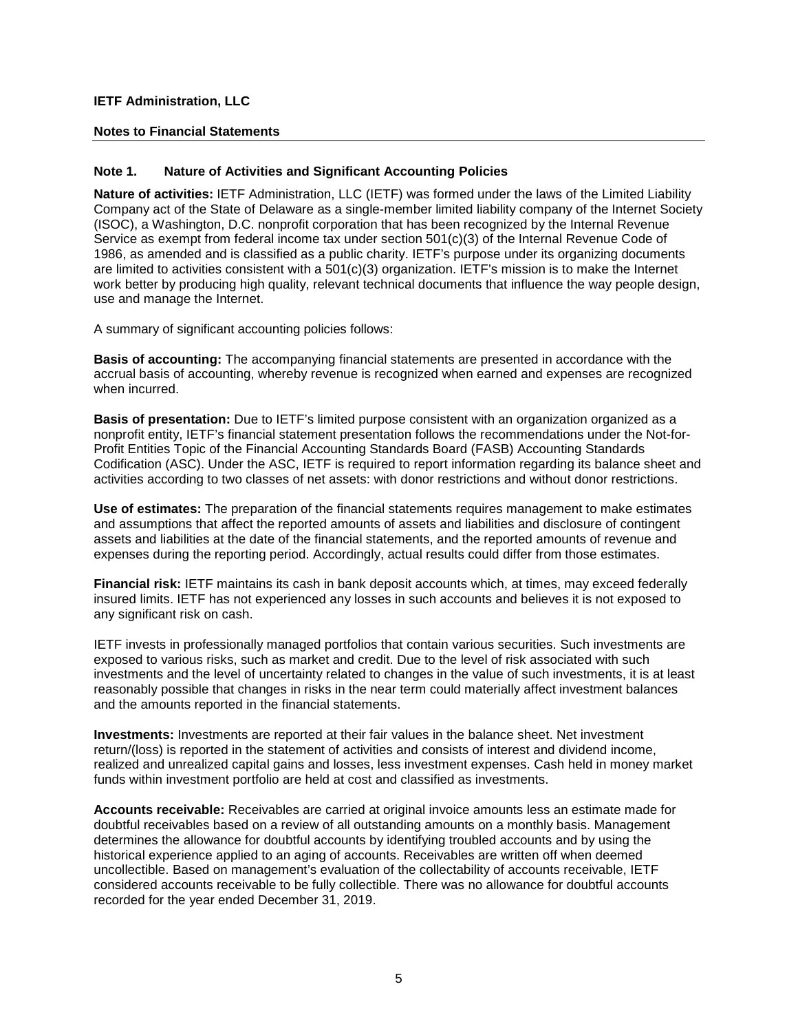**IETF Administration, LLC**

**Notes to Financial Statements**

## Note 1. Nature of Activities and Significant Accounting Policies

**Nature of activities:** IETF Administration, LLC (IETF) was formed under the laws of the Limited Liability Company act of the State of Delaware as a single-member limited liability company of the Internet Society (ISOC), a Washington, D.C. nonprofit corporation that has been recognized by the Internal Revenue Service as exempt from federal income tax under section 501(c)(3) of the Internal Revenue Code of 1986, as amended and is classified as a public charity. IETF's purpose under its organizing documents are limited to activities consistent with a 501(c)(3) organization. IETF's mission is to make the Internet work better by producing high quality, relevant technical documents that influence the way people design, use and manage the Internet.

A summary of significant accounting policies follows:

**Basis of accounting:** The accompanying financial statements are presented in accordance with the accrual basis of accounting, whereby revenue is recognized when earned and expenses are recognized when incurred.

**Basis of presentation:** Due to IETF's limited purpose consistent with an organization organized as a nonprofit entity, IETF's financial statement presentation follows the recommendations under the Not-for-Profit Entities Topic of the Financial Accounting Standards Board (FASB) Accounting Standards Codification (ASC). Under the ASC, IETF is required to report information regarding its balance sheet and activities according to two classes of net assets: with donor restrictions and without donor restrictions.

**Use of estimates:** The preparation of the financial statements requires management to make estimates and assumptions that affect the reported amounts of assets and liabilities and disclosure of contingent assets and liabilities at the date of the financial statements, and the reported amounts of revenue and expenses during the reporting period. Accordingly, actual results could differ from those estimates.

**Financial risk:** IETF maintains its cash in bank deposit accounts which, at times, may exceed federally insured limits. IETF has not experienced any losses in such accounts and believes it is not exposed to any significant risk on cash.

IETF invests in professionally managed portfolios that contain various securities. Such investments are exposed to various risks, such as market and credit. Due to the level of risk associated with such investments and the level of uncertainty related to changes in the value of such investments, it is at least reasonably possible that changes in risks in the near term could materially affect investment balances and the amounts reported in the financial statements.

**Investments:** Investments are reported at their fair values in the balance sheet. Net investment return/(loss) is reported in the statement of activities and consists of interest and dividend income, realized and unrealized capital gains and losses, less investment expenses. Cash held in money market funds within investment portfolio are held at cost and classified as investments.

**Accounts receivable:** Receivables are carried at original invoice amounts less an estimate made for doubtful receivables based on a review of all outstanding amounts on a monthly basis. Management determines the allowance for doubtful accounts by identifying troubled accounts and by using the historical experience applied to an aging of accounts. Receivables are written off when deemed uncollectible. Based on management's evaluation of the collectability of accounts receivable, IETF considered accounts receivable to be fully collectible. There was no allowance for doubtful accounts recorded for the year ended December 31, 2019.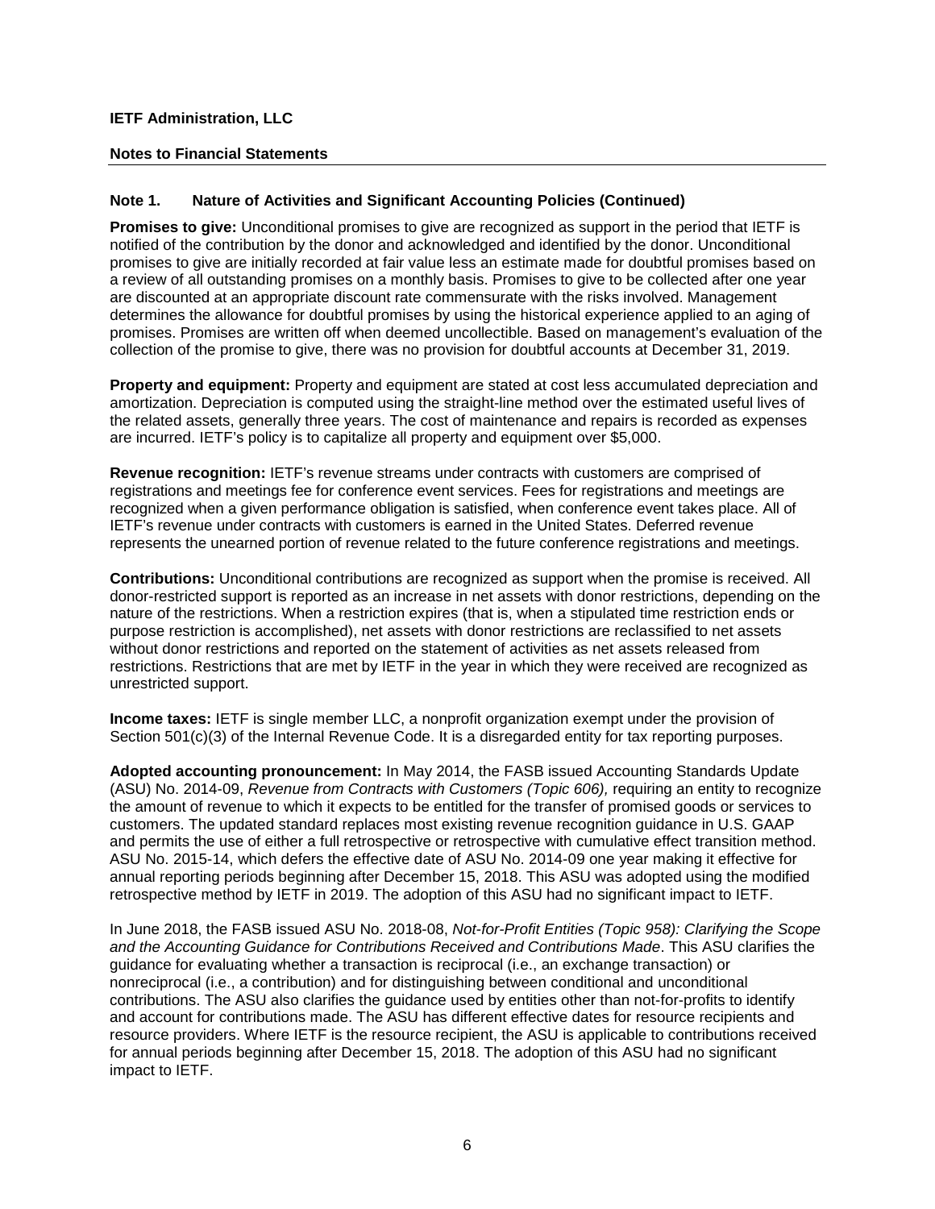**IETF Administration, LLC**

**Notes to Financial Statements**

## Note 1. Nature of Activities and Significant Accounting Policies (Continued)

**Promises to give:** Unconditional promises to give are recognized as support in the period that IETF is notified of the contribution by the donor and acknowledged and identified by the donor. Unconditional promises to give are initially recorded at fair value less an estimate made for doubtful promises based on a review of all outstanding promises on a monthly basis. Promises to give to be collected after one year are discounted at an appropriate discount rate commensurate with the risks involved. Management determines the allowance for doubtful promises by using the historical experience applied to an aging of promises. Promises are written off when deemed uncollectible. Based on management's evaluation of the collection of the promise to give, there was no provision for doubtful accounts at December 31, 2019.

**Property and equipment:** Property and equipment are stated at cost less accumulated depreciation and amortization. Depreciation is computed using the straight-line method over the estimated useful lives of the related assets, generally three years. The cost of maintenance and repairs is recorded as expenses are incurred. IETF's policy is to capitalize all property and equipment over $5,000.

**Revenue recognition:** IETF's revenue streams under contracts with customers are comprised of registrations and meetings fee for conference event services. Fees for registrations and meetings are recognized when a given performance obligation is satisfied, when conference event takes place. All of IETF's revenue under contracts with customers is earned in the United States. Deferred revenue represents the unearned portion of revenue related to the future conference registrations and meetings.

**Contributions:** Unconditional contributions are recognized as support when the promise is received. All donor-restricted support is reported as an increase in net assets with donor restrictions, depending on the nature of the restrictions. When a restriction expires (that is, when a stipulated time restriction ends or purpose restriction is accomplished), net assets with donor restrictions are reclassified to net assets without donor restrictions and reported on the statement of activities as net assets released from restrictions. Restrictions that are met by IETF in the year in which they were received are recognized as unrestricted support.

**Income taxes:** IETF is single member LLC, a nonprofit organization exempt under the provision of Section 501(c)(3) of the Internal Revenue Code. It is a disregarded entity for tax reporting purposes.

**Adopted accounting pronouncement:** In May 2014, the FASB issued Accounting Standards Update (ASU) No. 2014-09, *Revenue from Contracts with Customers (Topic 606),* requiring an entity to recognize the amount of revenue to which it expects to be entitled for the transfer of promised goods or services to customers. The updated standard replaces most existing revenue recognition guidance in U.S. GAAP and permits the use of either a full retrospective or retrospective with cumulative effect transition method. ASU No. 2015-14, which defers the effective date of ASU No. 2014-09 one year making it effective for annual reporting periods beginning after December 15, 2018. This ASU was adopted using the modified retrospective method by IETF in 2019. The adoption of this ASU had no significant impact to IETF.

In June 2018, the FASB issued ASU No. 2018-08, *Not-for-Profit Entities (Topic 958): Clarifying the Scope and the Accounting Guidance for Contributions Received and Contributions Made*. This ASU clarifies the guidance for evaluating whether a transaction is reciprocal (i.e., an exchange transaction) or nonreciprocal (i.e., a contribution) and for distinguishing between conditional and unconditional contributions. The ASU also clarifies the guidance used by entities other than not-for-profits to identify and account for contributions made. The ASU has different effective dates for resource recipients and resource providers. Where IETF is the resource recipient, the ASU is applicable to contributions received for annual periods beginning after December 15, 2018. The adoption of this ASU had no significant impact to IETF.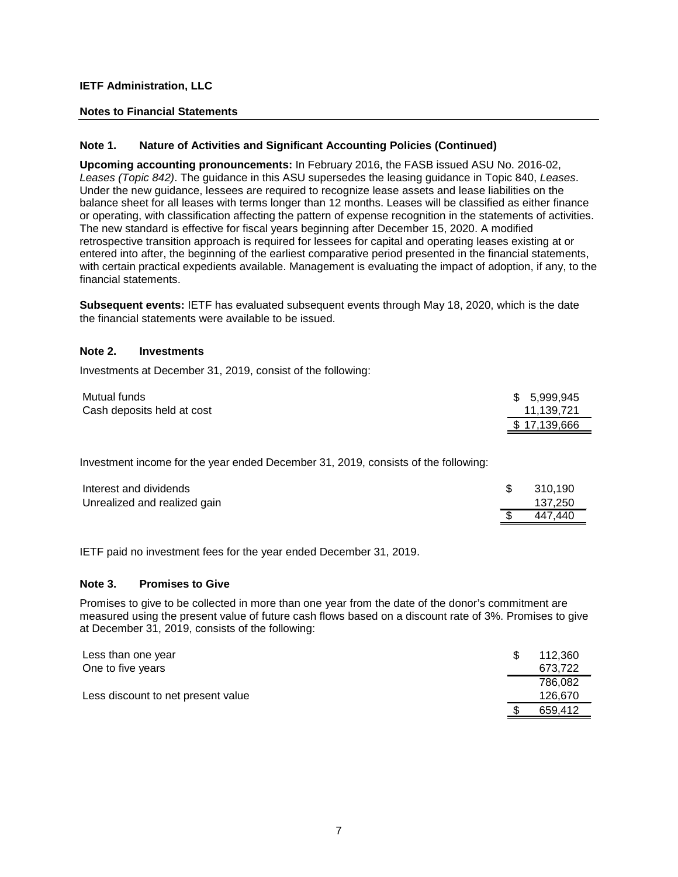**IETF Administration, LLC**

**Notes to Financial Statements**

---

### Note 1. Nature of Activities and Significant Accounting Policies (Continued)

**Upcoming accounting pronouncements:** In February 2016, the FASB issued ASU No. 2016-02, *Leases (Topic 842)*. The guidance in this ASU supersedes the leasing guidance in Topic 840, *Leases*. Under the new guidance, lessees are required to recognize lease assets and lease liabilities on the balance sheet for all leases with terms longer than 12 months. Leases will be classified as either finance or operating, with classification affecting the pattern of expense recognition in the statements of activities. The new standard is effective for fiscal years beginning after December 15, 2020. A modified retrospective transition approach is required for lessees for capital and operating leases existing at or entered into after, the beginning of the earliest comparative period presented in the financial statements, with certain practical expedients available. Management is evaluating the impact of adoption, if any, to the financial statements.

**Subsequent events:** IETF has evaluated subsequent events through May 18, 2020, which is the date the financial statements were available to be issued.

### Note 2. Investments

Investments at December 31, 2019, consist of the following:

| | |
|---|---|
| Mutual funds | $ 5,999,945 |
| Cash deposits held at cost | 11,139,721 |
| | $ 17,139,666 |

Investment income for the year ended December 31, 2019, consists of the following:

| | |
|---|---|
| Interest and dividends | $ 310,190 |
| Unrealized and realized gain | 137,250 |
| | $ 447,440 |

IETF paid no investment fees for the year ended December 31, 2019.

### Note 3. Promises to Give

Promises to give to be collected in more than one year from the date of the donor's commitment are measured using the present value of future cash flows based on a discount rate of 3%. Promises to give at December 31, 2019, consists of the following:

| | |
|---|---|
| Less than one year | $ 112,360 |
| One to five years | 673,722 |
| | 786,082 |
| Less discount to net present value | 126,670 |
| | $ 659,412 |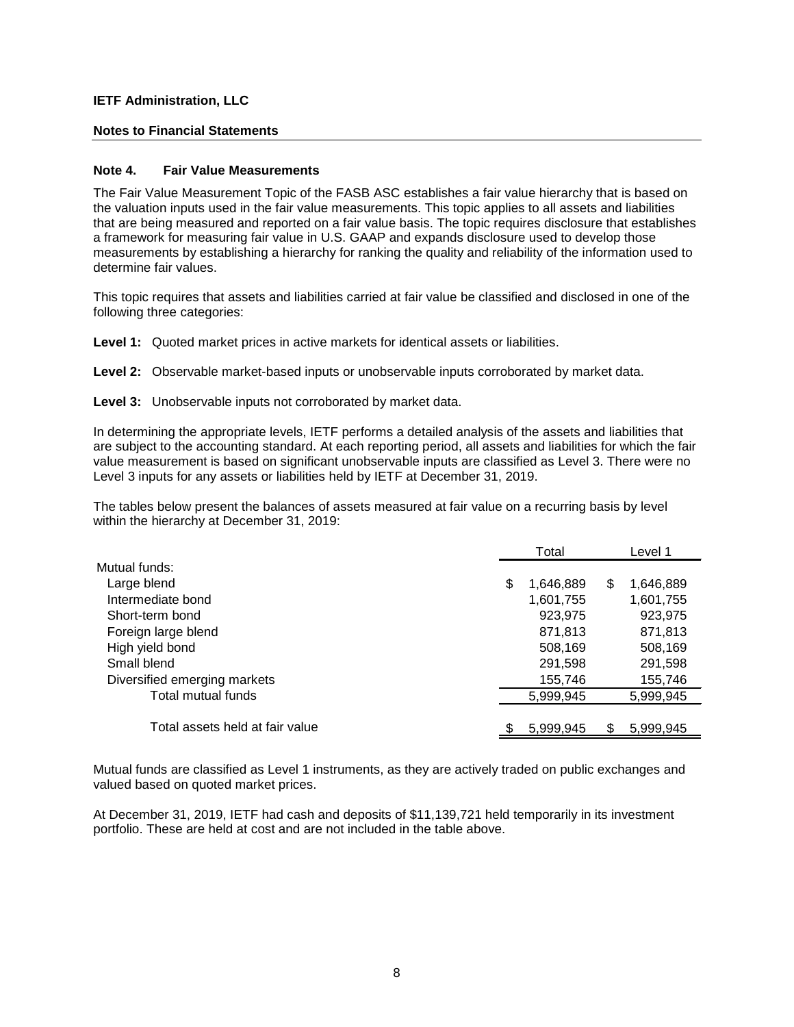**IETF Administration, LLC**

**Notes to Financial Statements**

## Note 4. Fair Value Measurements

The Fair Value Measurement Topic of the FASB ASC establishes a fair value hierarchy that is based on the valuation inputs used in the fair value measurements. This topic applies to all assets and liabilities that are being measured and reported on a fair value basis. The topic requires disclosure that establishes a framework for measuring fair value in U.S. GAAP and expands disclosure used to develop those measurements by establishing a hierarchy for ranking the quality and reliability of the information used to determine fair values.

This topic requires that assets and liabilities carried at fair value be classified and disclosed in one of the following three categories:

**Level 1:** Quoted market prices in active markets for identical assets or liabilities.

**Level 2:** Observable market-based inputs or unobservable inputs corroborated by market data.

**Level 3:** Unobservable inputs not corroborated by market data.

In determining the appropriate levels, IETF performs a detailed analysis of the assets and liabilities that are subject to the accounting standard. At each reporting period, all assets and liabilities for which the fair value measurement is based on significant unobservable inputs are classified as Level 3. There were no Level 3 inputs for any assets or liabilities held by IETF at December 31, 2019.

The tables below present the balances of assets measured at fair value on a recurring basis by level within the hierarchy at December 31, 2019:

| | Total | Level 1 |
|---|---|---|
| Mutual funds: | | |
| Large blend | $ 1,646,889 | $ 1,646,889 |
| Intermediate bond | 1,601,755 | 1,601,755 |
| Short-term bond | 923,975 | 923,975 |
| Foreign large blend | 871,813 | 871,813 |
| High yield bond | 508,169 | 508,169 |
| Small blend | 291,598 | 291,598 |
| Diversified emerging markets | 155,746 | 155,746 |
| Total mutual funds | 5,999,945 | 5,999,945 |
| Total assets held at fair value | $ 5,999,945 | $ 5,999,945 |

Mutual funds are classified as Level 1 instruments, as they are actively traded on public exchanges and valued based on quoted market prices.

At December 31, 2019, IETF had cash and deposits of $11,139,721 held temporarily in its investment portfolio. These are held at cost and are not included in the table above.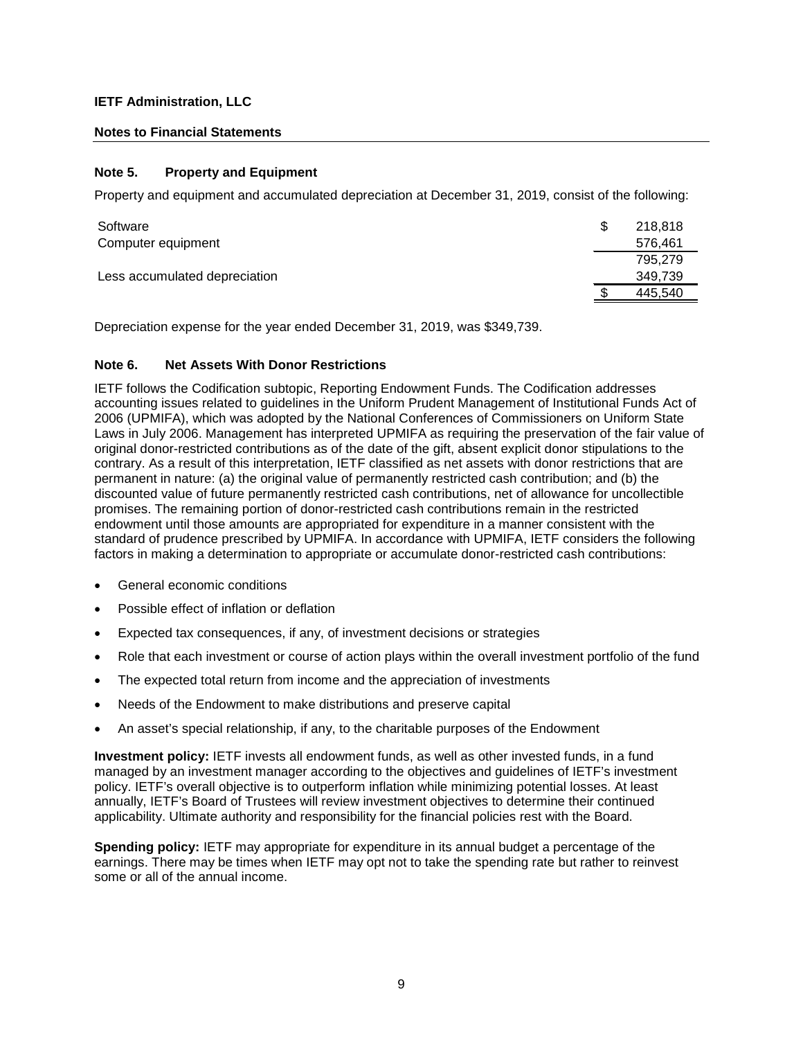**IETF Administration, LLC**

**Notes to Financial Statements**

### Note 5. Property and Equipment

Property and equipment and accumulated depreciation at December 31, 2019, consist of the following:

| | | |
|---|---|---|
| Software | $ | 218,818 |
| Computer equipment | | 576,461 |
| | | 795,279 |
| Less accumulated depreciation | | 349,739 |
| | $ | 445,540 |

Depreciation expense for the year ended December 31, 2019, was $349,739.

### Note 6. Net Assets With Donor Restrictions

IETF follows the Codification subtopic, Reporting Endowment Funds. The Codification addresses accounting issues related to guidelines in the Uniform Prudent Management of Institutional Funds Act of 2006 (UPMIFA), which was adopted by the National Conferences of Commissioners on Uniform State Laws in July 2006. Management has interpreted UPMIFA as requiring the preservation of the fair value of original donor-restricted contributions as of the date of the gift, absent explicit donor stipulations to the contrary. As a result of this interpretation, IETF classified as net assets with donor restrictions that are permanent in nature: (a) the original value of permanently restricted cash contribution; and (b) the discounted value of future permanently restricted cash contributions, net of allowance for uncollectible promises. The remaining portion of donor-restricted cash contributions remain in the restricted endowment until those amounts are appropriated for expenditure in a manner consistent with the standard of prudence prescribed by UPMIFA. In accordance with UPMIFA, IETF considers the following factors in making a determination to appropriate or accumulate donor-restricted cash contributions:

- General economic conditions
- Possible effect of inflation or deflation
- Expected tax consequences, if any, of investment decisions or strategies
- Role that each investment or course of action plays within the overall investment portfolio of the fund
- The expected total return from income and the appreciation of investments
- Needs of the Endowment to make distributions and preserve capital
- An asset's special relationship, if any, to the charitable purposes of the Endowment

**Investment policy:** IETF invests all endowment funds, as well as other invested funds, in a fund managed by an investment manager according to the objectives and guidelines of IETF's investment policy. IETF's overall objective is to outperform inflation while minimizing potential losses. At least annually, IETF's Board of Trustees will review investment objectives to determine their continued applicability. Ultimate authority and responsibility for the financial policies rest with the Board.

**Spending policy:** IETF may appropriate for expenditure in its annual budget a percentage of the earnings. There may be times when IETF may opt not to take the spending rate but rather to reinvest some or all of the annual income.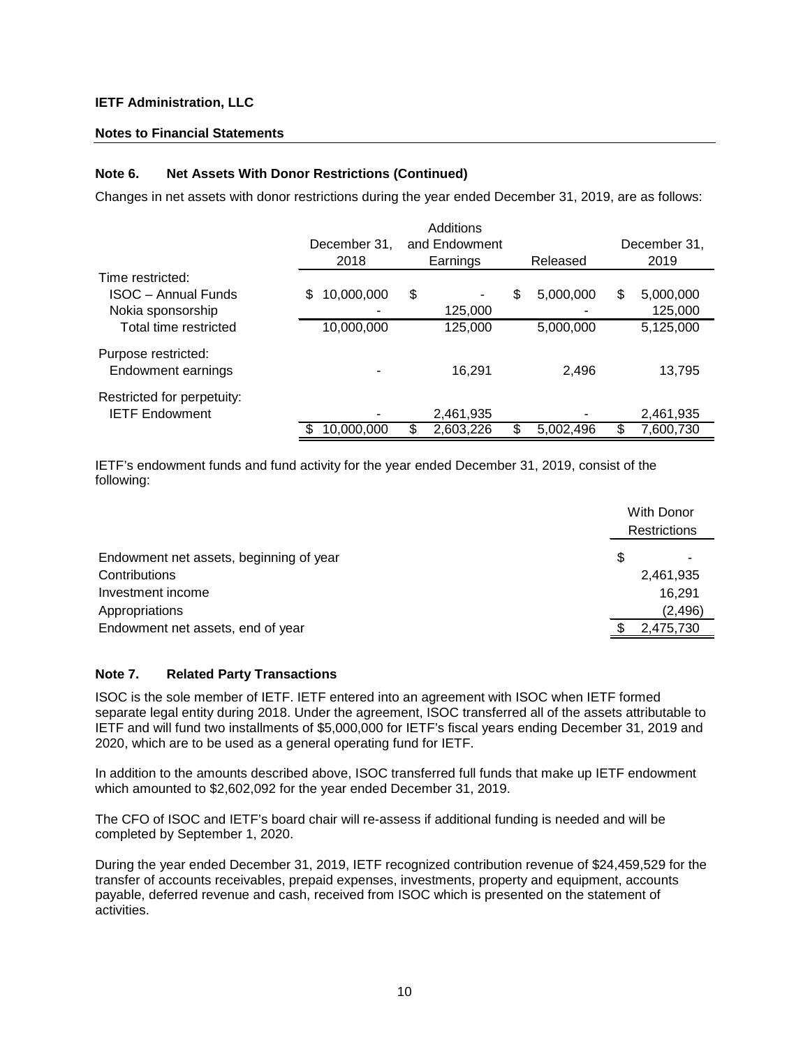**IETF Administration, LLC**

**Notes to Financial Statements**

### Note 6. Net Assets With Donor Restrictions (Continued)

Changes in net assets with donor restrictions during the year ended December 31, 2019, are as follows:

| | December 31, 2018 | Additions and Endowment Earnings | Released | December 31, 2019 |
|---|---|---|---|---|
| Time restricted: | | | | |
| ISOC – Annual Funds | $ 10,000,000 | $ - | $ 5,000,000 | $ 5,000,000 |
| Nokia sponsorship | - | 125,000 | - | 125,000 |
| Total time restricted | 10,000,000 | 125,000 | 5,000,000 | 5,125,000 |
| Purpose restricted: | | | | |
| Endowment earnings | - | 16,291 | 2,496 | 13,795 |
| Restricted for perpetuity: | | | | |
| IETF Endowment | - | 2,461,935 | - | 2,461,935 |
| | $ 10,000,000 | $ 2,603,226 | $ 5,002,496 | $ 7,600,730 |

IETF's endowment funds and fund activity for the year ended December 31, 2019, consist of the following:

| | With Donor Restrictions |
|---|---|
| Endowment net assets, beginning of year | $ - |
| Contributions | 2,461,935 |
| Investment income | 16,291 |
| Appropriations | (2,496) |
| Endowment net assets, end of year | $ 2,475,730 |

### Note 7. Related Party Transactions

ISOC is the sole member of IETF. IETF entered into an agreement with ISOC when IETF formed separate legal entity during 2018. Under the agreement, ISOC transferred all of the assets attributable to IETF and will fund two installments of $5,000,000 for IETF's fiscal years ending December 31, 2019 and 2020, which are to be used as a general operating fund for IETF.

In addition to the amounts described above, ISOC transferred full funds that make up IETF endowment which amounted to $2,602,092 for the year ended December 31, 2019.

The CFO of ISOC and IETF's board chair will re-assess if additional funding is needed and will be completed by September 1, 2020.

During the year ended December 31, 2019, IETF recognized contribution revenue of $24,459,529 for the transfer of accounts receivables, prepaid expenses, investments, property and equipment, accounts payable, deferred revenue and cash, received from ISOC which is presented on the statement of activities.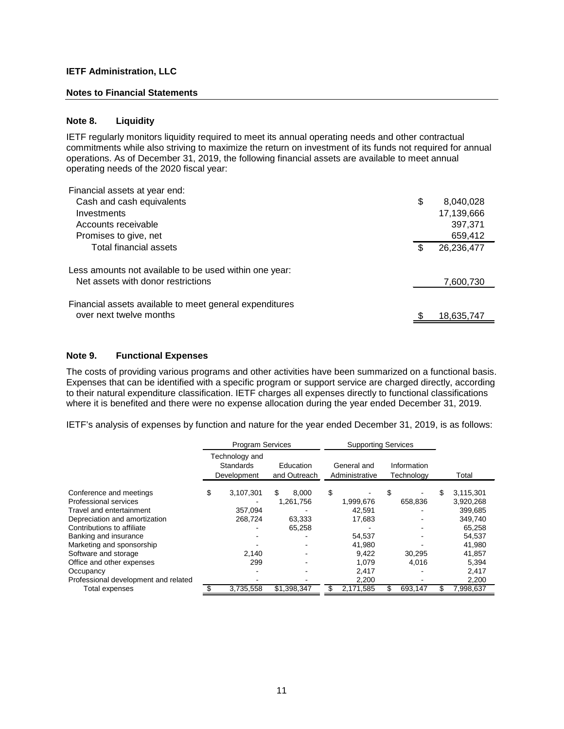**IETF Administration, LLC**

**Notes to Financial Statements**

### Note 8. Liquidity

IETF regularly monitors liquidity required to meet its annual operating needs and other contractual commitments while also striving to maximize the return on investment of its funds not required for annual operations. As of December 31, 2019, the following financial assets are available to meet annual operating needs of the 2020 fiscal year:

| | |
|---|---|
| Financial assets at year end: | |
| Cash and cash equivalents | $ 8,040,028 |
| Investments | 17,139,666 |
| Accounts receivable | 397,371 |
| Promises to give, net | 659,412 |
| Total financial assets | $ 26,236,477 |
| Less amounts not available to be used within one year: | |
| Net assets with donor restrictions | 7,600,730 |
| Financial assets available to meet general expenditures over next twelve months | $ 18,635,747 |

### Note 9. Functional Expenses

The costs of providing various programs and other activities have been summarized on a functional basis. Expenses that can be identified with a specific program or support service are charged directly, according to their natural expenditure classification. IETF charges all expenses directly to functional classifications where it is benefited and there were no expense allocation during the year ended December 31, 2019.

IETF's analysis of expenses by function and nature for the year ended December 31, 2019, is as follows:

| | Program Services | | Supporting Services | | |
|---|---|---|---|---|---|
| | Technology and Standards Development | Education and Outreach | General and Administrative | Information Technology | Total |
| Conference and meetings | $ 3,107,301 | $ 8,000 | $ - | $ - | $ 3,115,301 |
| Professional services | - | 1,261,756 | 1,999,676 | 658,836 | 3,920,268 |
| Travel and entertainment | 357,094 | - | 42,591 | - | 399,685 |
| Depreciation and amortization | 268,724 | 63,333 | 17,683 | - | 349,740 |
| Contributions to affiliate | - | 65,258 | - | - | 65,258 |
| Banking and insurance | - | - | 54,537 | - | 54,537 |
| Marketing and sponsorship | - | - | 41,980 | - | 41,980 |
| Software and storage | 2,140 | - | 9,422 | 30,295 | 41,857 |
| Office and other expenses | 299 | - | 1,079 | 4,016 | 5,394 |
| Occupancy | - | - | 2,417 | - | 2,417 |
| Professional development and related | - | - | 2,200 | - | 2,200 |
| Total expenses | $ 3,735,558 | $1,398,347 | $ 2,171,585 | $ 693,147 | $ 7,998,637 |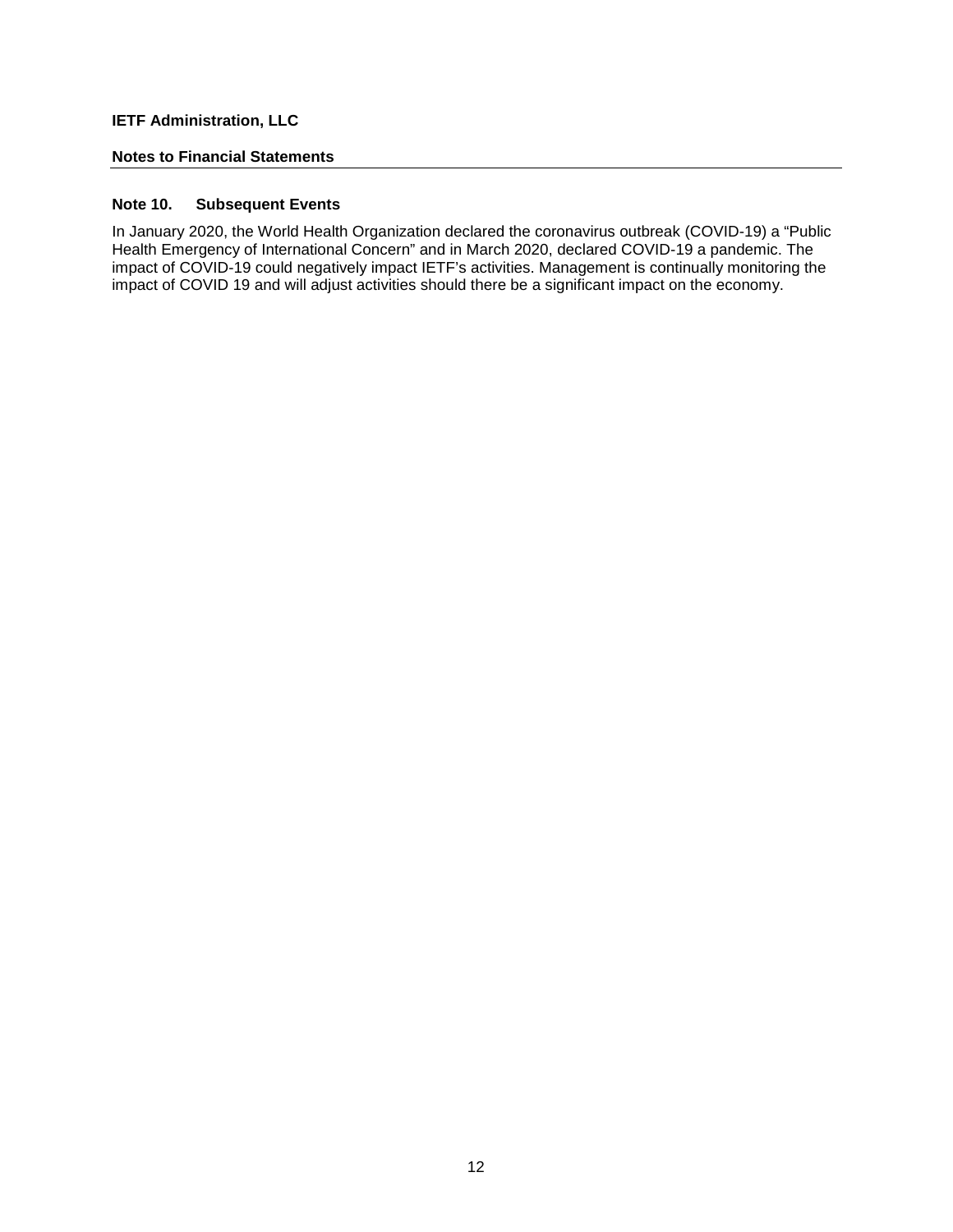**IETF Administration, LLC**

**Notes to Financial Statements**

## Note 10. Subsequent Events

In January 2020, the World Health Organization declared the coronavirus outbreak (COVID-19) a "Public Health Emergency of International Concern" and in March 2020, declared COVID-19 a pandemic. The impact of COVID-19 could negatively impact IETF's activities. Management is continually monitoring the impact of COVID 19 and will adjust activities should there be a significant impact on the economy.